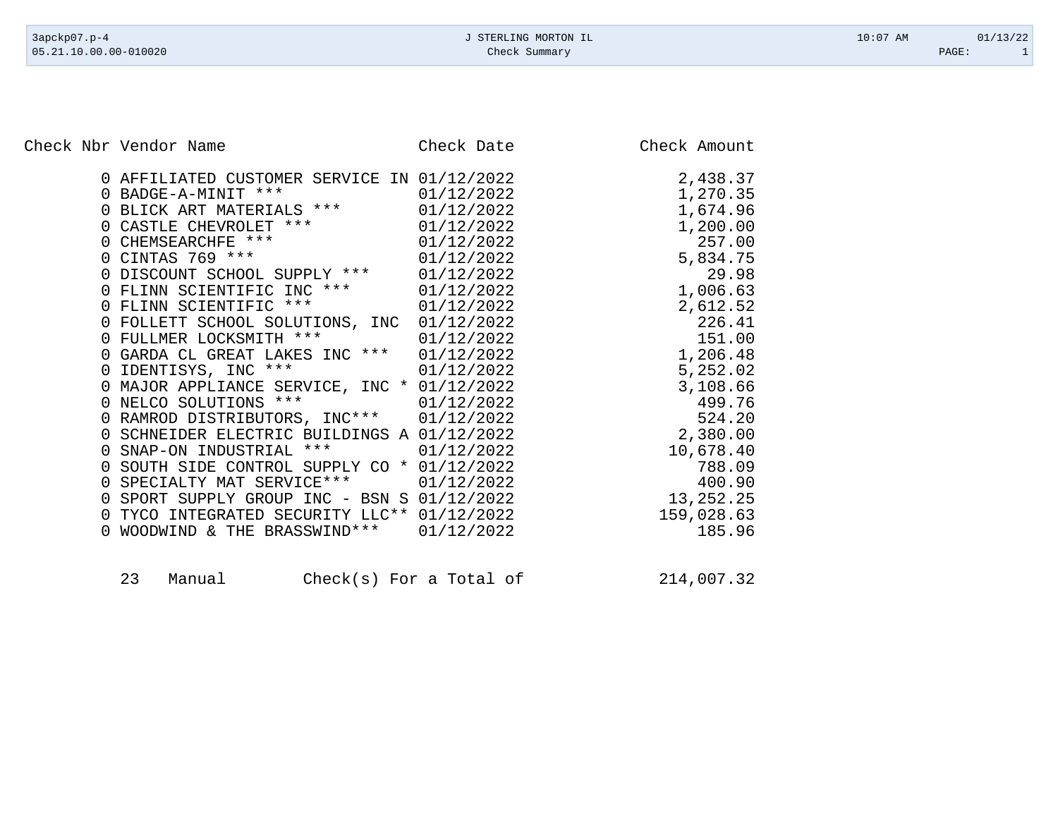J STERLING MORTON IL

Check Summary

| Check Nbr | Vendor Name | Check Date | Check Amount |
|---|---|---|---|
| 0 | AFFILIATED CUSTOMER SERVICE IN | 01/12/2022 | 2,438.37 |
| 0 | BADGE-A-MINIT *** | 01/12/2022 | 1,270.35 |
| 0 | BLICK ART MATERIALS *** | 01/12/2022 | 1,674.96 |
| 0 | CASTLE CHEVROLET *** | 01/12/2022 | 1,200.00 |
| 0 | CHEMSEARCHFE *** | 01/12/2022 | 257.00 |
| 0 | CINTAS 769 *** | 01/12/2022 | 5,834.75 |
| 0 | DISCOUNT SCHOOL SUPPLY *** | 01/12/2022 | 29.98 |
| 0 | FLINN SCIENTIFIC INC *** | 01/12/2022 | 1,006.63 |
| 0 | FLINN SCIENTIFIC *** | 01/12/2022 | 2,612.52 |
| 0 | FOLLETT SCHOOL SOLUTIONS, INC | 01/12/2022 | 226.41 |
| 0 | FULLMER LOCKSMITH *** | 01/12/2022 | 151.00 |
| 0 | GARDA CL GREAT LAKES INC *** | 01/12/2022 | 1,206.48 |
| 0 | IDENTISYS, INC *** | 01/12/2022 | 5,252.02 |
| 0 | MAJOR APPLIANCE SERVICE, INC * | 01/12/2022 | 3,108.66 |
| 0 | NELCO SOLUTIONS *** | 01/12/2022 | 499.76 |
| 0 | RAMROD DISTRIBUTORS, INC*** | 01/12/2022 | 524.20 |
| 0 | SCHNEIDER ELECTRIC BUILDINGS A | 01/12/2022 | 2,380.00 |
| 0 | SNAP-ON INDUSTRIAL *** | 01/12/2022 | 10,678.40 |
| 0 | SOUTH SIDE CONTROL SUPPLY CO * | 01/12/2022 | 788.09 |
| 0 | SPECIALTY MAT SERVICE*** | 01/12/2022 | 400.90 |
| 0 | SPORT SUPPLY GROUP INC - BSN S | 01/12/2022 | 13,252.25 |
| 0 | TYCO INTEGRATED SECURITY LLC** | 01/12/2022 | 159,028.63 |
| 0 | WOODWIND & THE BRASSWIND*** | 01/12/2022 | 185.96 |

23 Manual Check(s) For a Total of 214,007.32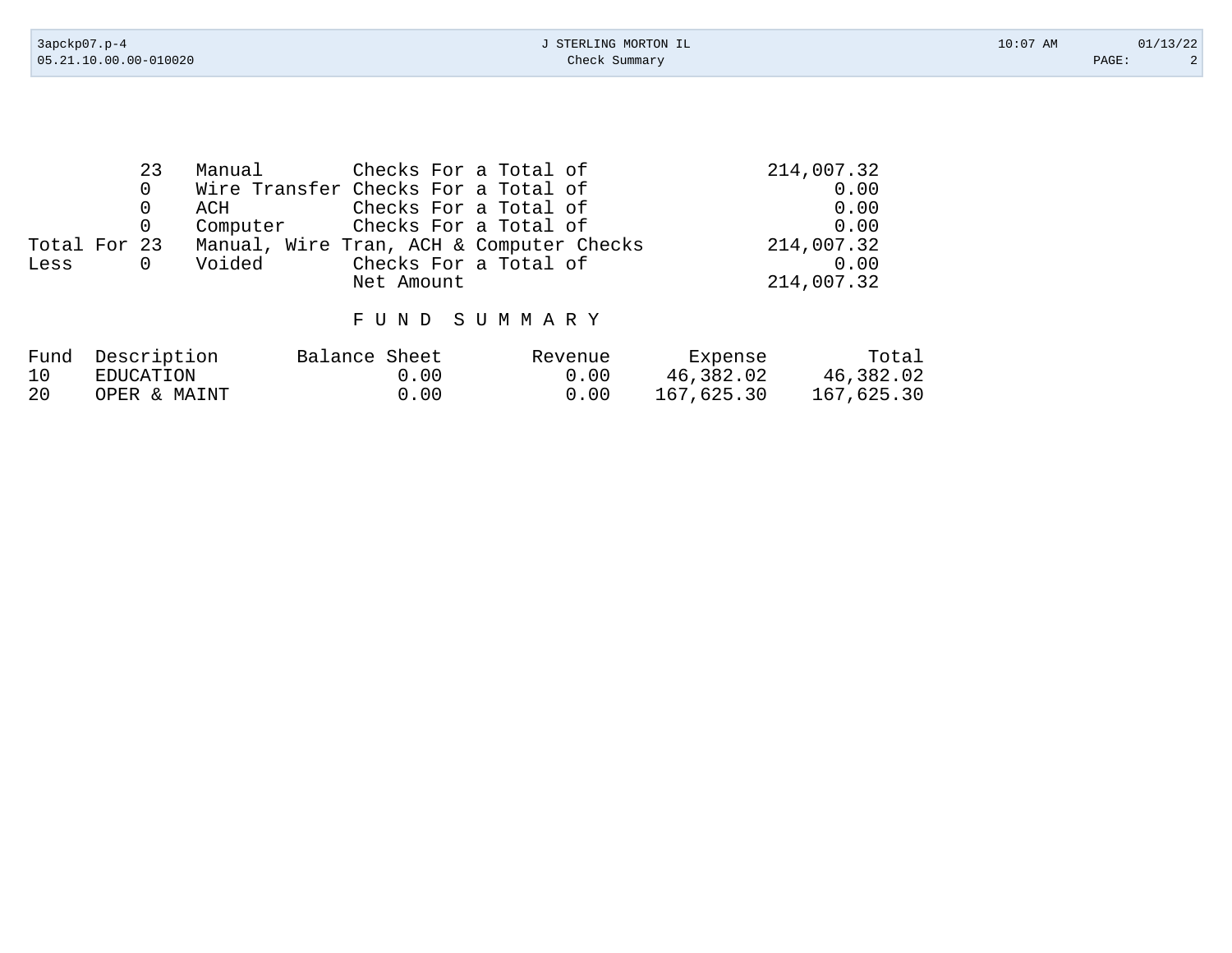| | | | |
|---|---|---|---|
| | 23 | Manual Checks For a Total of | 214,007.32 |
| | 0 | Wire Transfer Checks For a Total of | 0.00 |
| | 0 | ACH Checks For a Total of | 0.00 |
| | 0 | Computer Checks For a Total of | 0.00 |
| Total For | 23 | Manual, Wire Tran, ACH & Computer Checks | 214,007.32 |
| Less | 0 | Voided Checks For a Total of | 0.00 |
| | | Net Amount | 214,007.32 |

## F U N D S U M M A R Y

| Fund | Description | Balance Sheet | Revenue | Expense | Total |
|---|---|---|---|---|---|
| 10 | EDUCATION | 0.00 | 0.00 | 46,382.02 | 46,382.02 |
| 20 | OPER & MAINT | 0.00 | 0.00 | 167,625.30 | 167,625.30 |